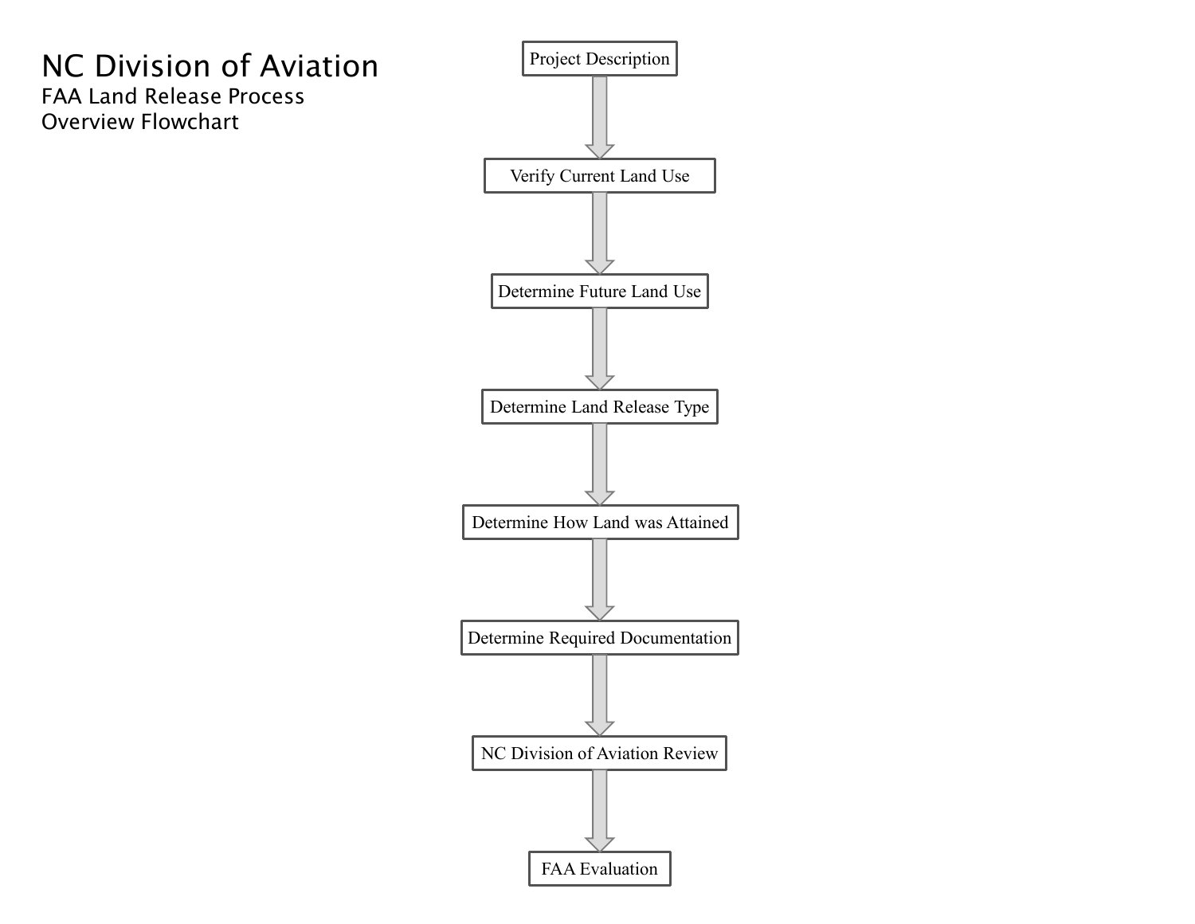# NC Division of Aviation

## FAA Land Release Process Overview Flowchart

1. Project Description
2. Verify Current Land Use
3. Determine Future Land Use
4. Determine Land Release Type
5. Determine How Land was Attained
6. Determine Required Documentation
7. NC Division of Aviation Review
8. FAA Evaluation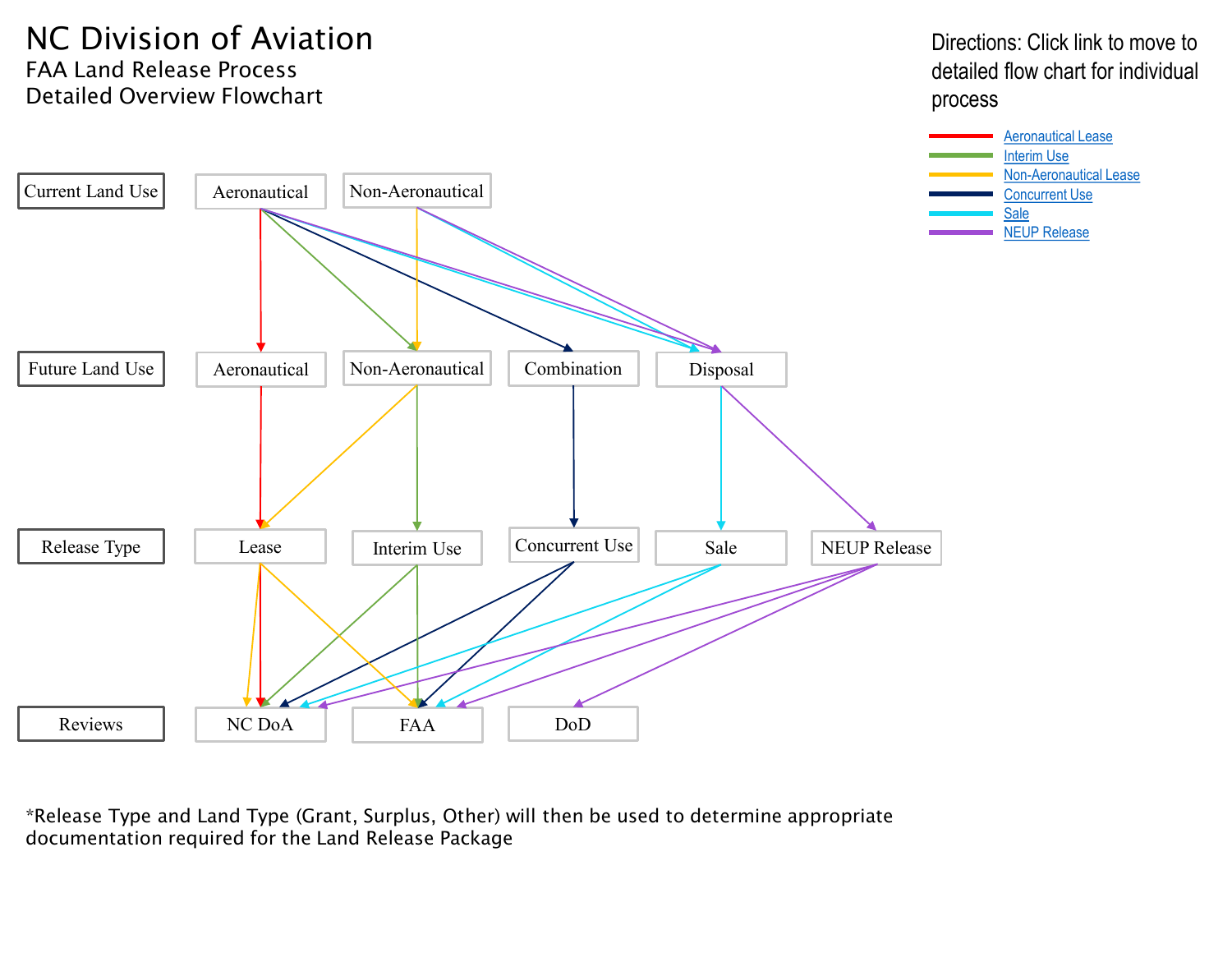# NC Division of Aviation

FAA Land Release Process
Detailed Overview Flowchart

Directions: Click link to move to detailed flow chart for individual process

- Aeronautical Lease
- Interim Use
- Non-Aeronautical Lease
- Concurrent Use
- Sale
- NEUP Release

| Current Land Use | Aeronautical | Non-Aeronautical | | | |
|---|---|---|---|---|---|
| Future Land Use | Aeronautical | Non-Aeronautical | Combination | Disposal | |
| Release Type | Lease | Interim Use | Concurrent Use | Sale | NEUP Release |
| Reviews | NC DoA | FAA | DoD | | |

*Release Type and Land Type (Grant, Surplus, Other) will then be used to determine appropriate documentation required for the Land Release Package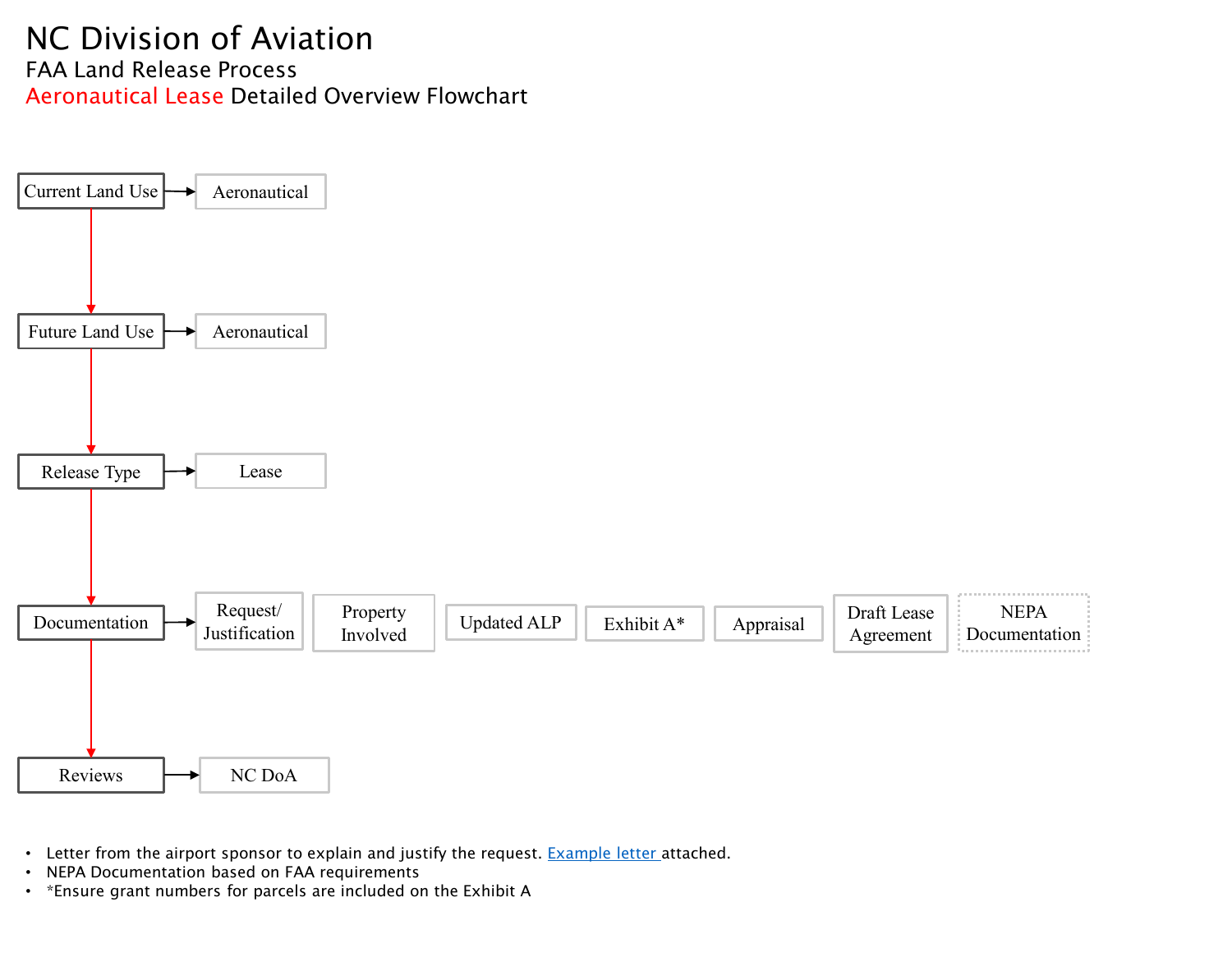# NC Division of Aviation

## FAA Land Release Process

### Aeronautical Lease Detailed Overview Flowchart

- **Current Land Use** → Aeronautical
- **Future Land Use** → Aeronautical
- **Release Type** → Lease
- **Documentation** → Request/ Justification | Property Involved | Updated ALP | Exhibit A* | Appraisal | Draft Lease Agreement | NEPA Documentation
- **Reviews** → NC DoA

- Letter from the airport sponsor to explain and justify the request. [Example letter ]attached.
- NEPA Documentation based on FAA requirements
- *Ensure grant numbers for parcels are included on the Exhibit A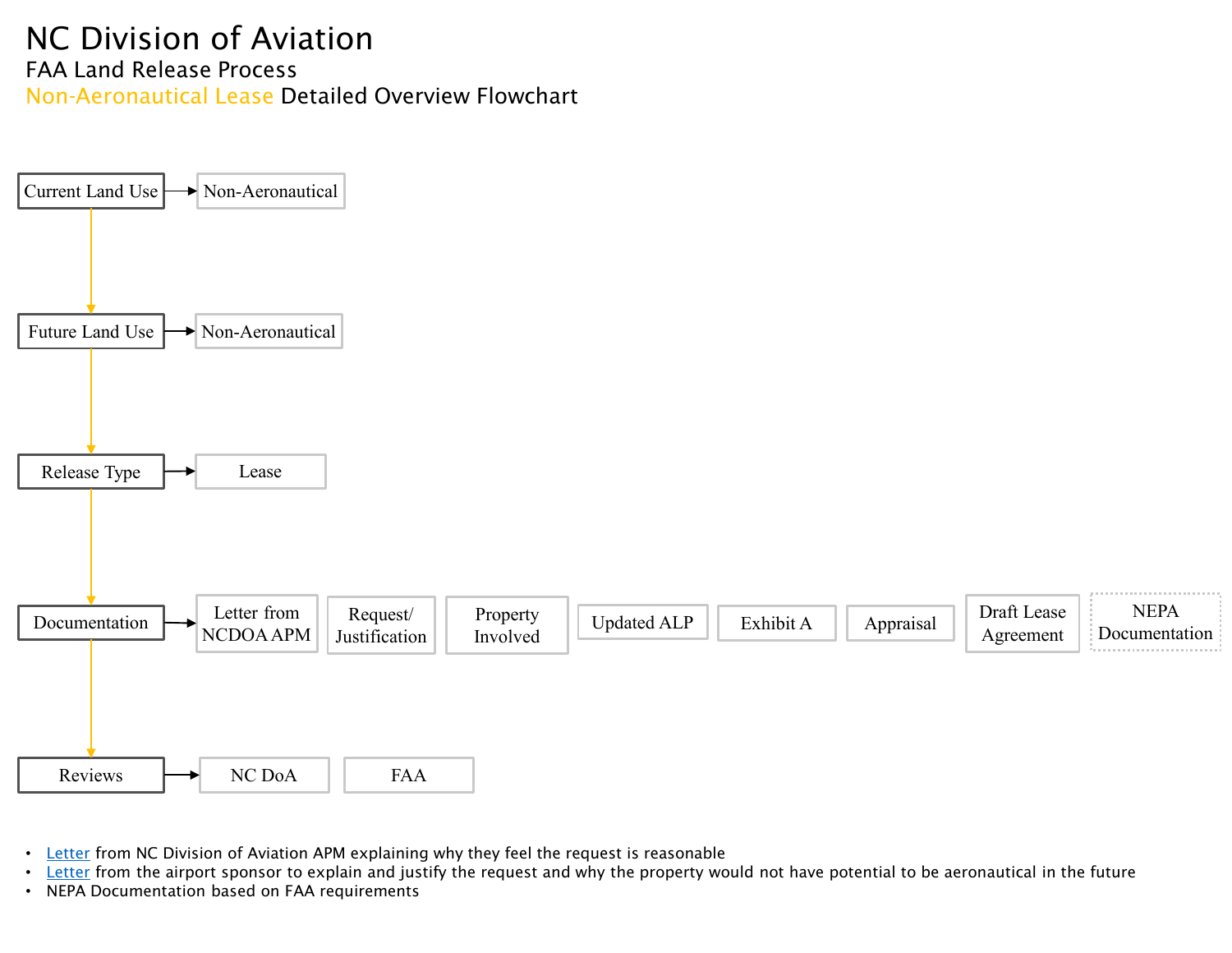# NC Division of Aviation

## FAA Land Release Process

### Non-Aeronautical Lease Detailed Overview Flowchart

- **Current Land Use** → Non-Aeronautical
- **Future Land Use** → Non-Aeronautical
- **Release Type** → Lease
- **Documentation** → Letter from NCDOA APM | Request/ Justification | Property Involved | Updated ALP | Exhibit A | Appraisal | Draft Lease Agreement | NEPA Documentation
- **Reviews** → NC DoA | FAA

- Letter from NC Division of Aviation APM explaining why they feel the request is reasonable
- Letter from the airport sponsor to explain and justify the request and why the property would not have potential to be aeronautical in the future
- NEPA Documentation based on FAA requirements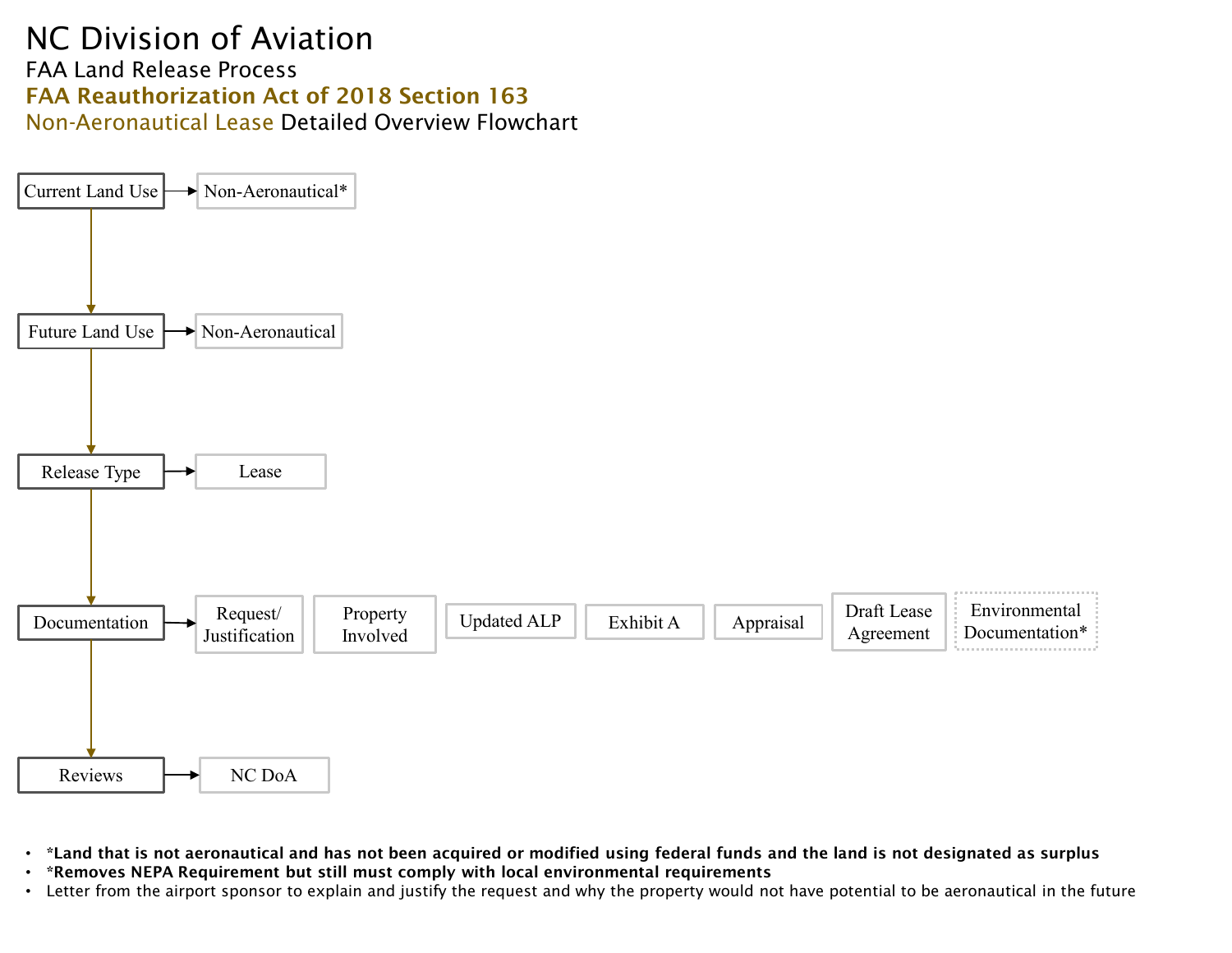# NC Division of Aviation

FAA Land Release Process

**FAA Reauthorization Act of 2018 Section 163**

Non-Aeronautical Lease Detailed Overview Flowchart

- **Current Land Use** → Non-Aeronautical*
- **Future Land Use** → Non-Aeronautical
- **Release Type** → Lease
- **Documentation** → Request/ Justification | Property Involved | Updated ALP | Exhibit A | Appraisal | Draft Lease Agreement | Environmental Documentation*
- **Reviews** → NC DoA

- **\*Land that is not aeronautical and has not been acquired or modified using federal funds and the land is not designated as surplus**
- **\*Removes NEPA Requirement but still must comply with local environmental requirements**
- Letter from the airport sponsor to explain and justify the request and why the property would not have potential to be aeronautical in the future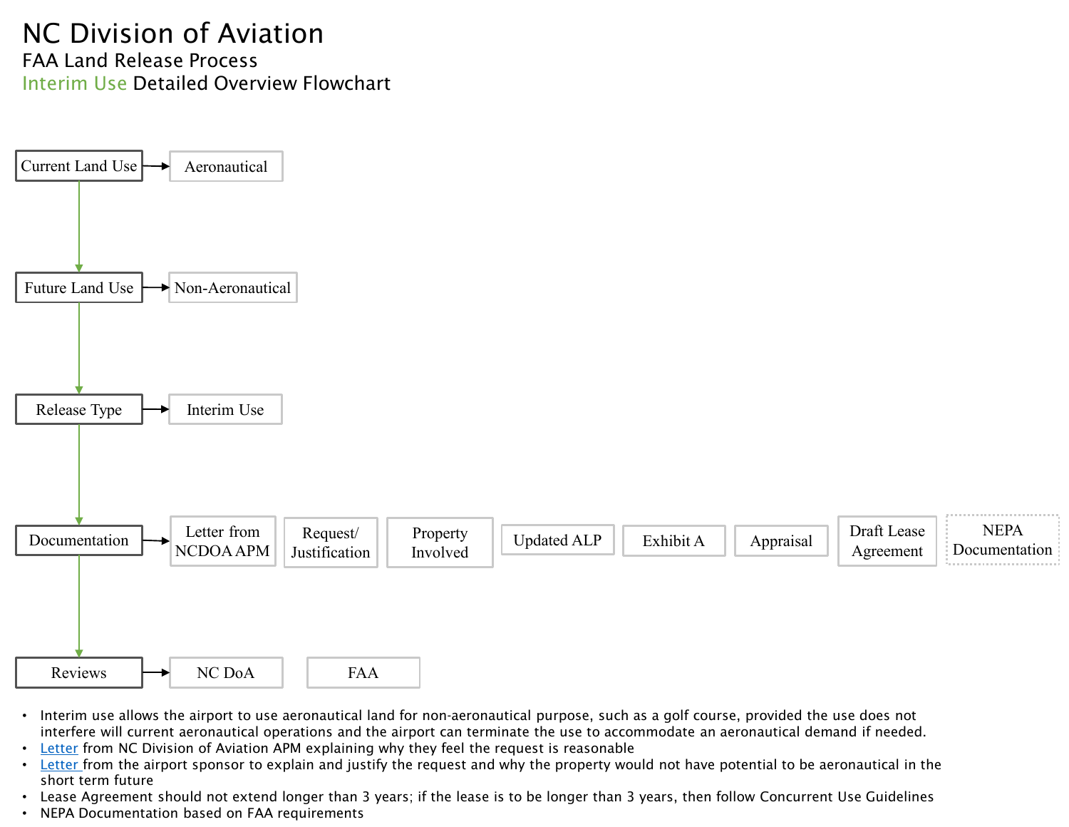# NC Division of Aviation

## FAA Land Release Process

### Interim Use Detailed Overview Flowchart

- **Current Land Use** → Aeronautical
- **Future Land Use** → Non-Aeronautical
- **Release Type** → Interim Use
- **Documentation** → Letter from NCDOA APM | Request/ Justification | Property Involved | Updated ALP | Exhibit A | Appraisal | Draft Lease Agreement | NEPA Documentation
- **Reviews** → NC DoA | FAA

- Interim use allows the airport to use aeronautical land for non-aeronautical purpose, such as a golf course, provided the use does not interfere will current aeronautical operations and the airport can terminate the use to accommodate an aeronautical demand if needed.
- Letter from NC Division of Aviation APM explaining why they feel the request is reasonable
- Letter from the airport sponsor to explain and justify the request and why the property would not have potential to be aeronautical in the short term future
- Lease Agreement should not extend longer than 3 years; if the lease is to be longer than 3 years, then follow Concurrent Use Guidelines
- NEPA Documentation based on FAA requirements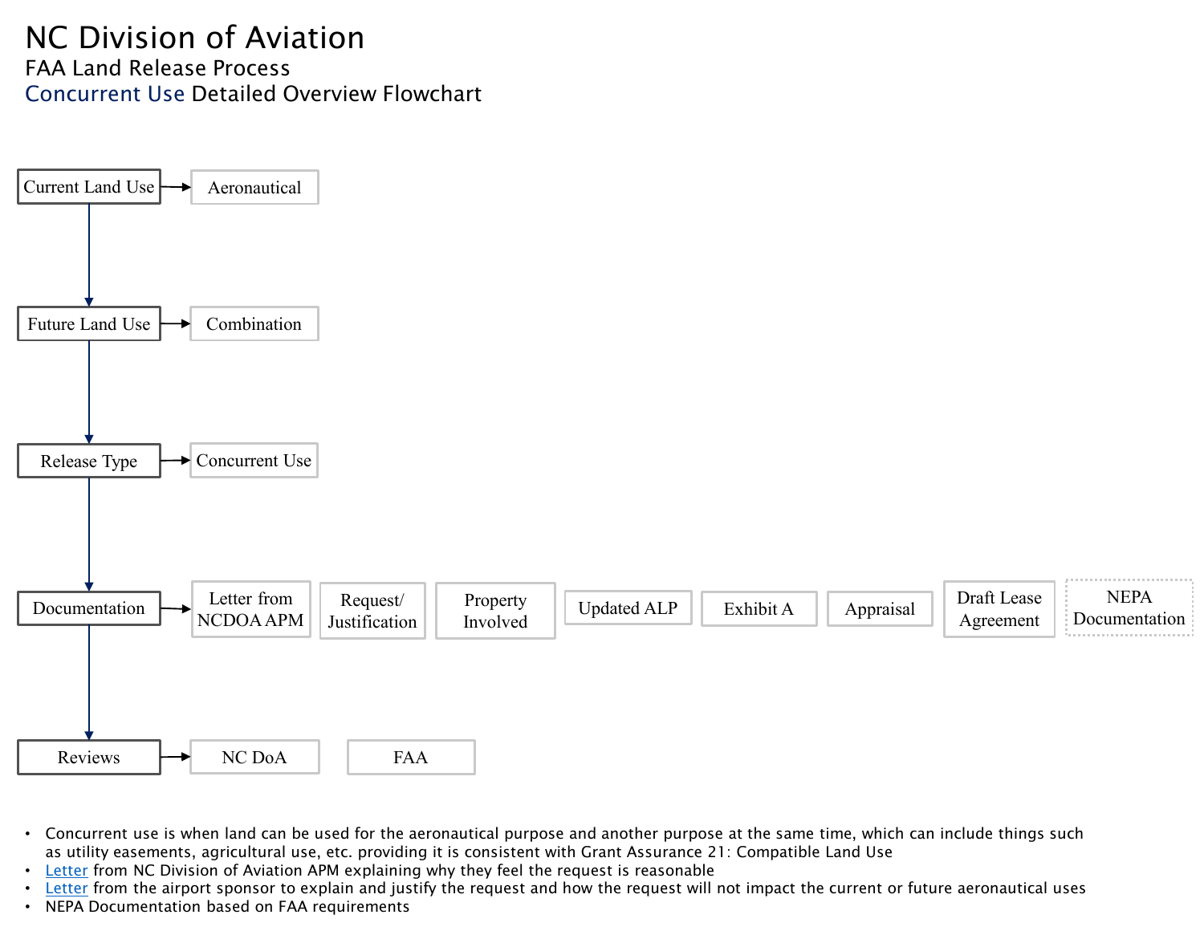# NC Division of Aviation

## FAA Land Release Process

### Concurrent Use Detailed Overview Flowchart

- **Current Land Use** → Aeronautical
- **Future Land Use** → Combination
- **Release Type** → Concurrent Use
- **Documentation** → Letter from NCDOA APM | Request/ Justification | Property Involved | Updated ALP | Exhibit A | Appraisal | Draft Lease Agreement | NEPA Documentation
- **Reviews** → NC DoA | FAA

- Concurrent use is when land can be used for the aeronautical purpose and another purpose at the same time, which can include things such as utility easements, agricultural use, etc. providing it is consistent with Grant Assurance 21: Compatible Land Use
- Letter from NC Division of Aviation APM explaining why they feel the request is reasonable
- Letter from the airport sponsor to explain and justify the request and how the request will not impact the current or future aeronautical uses
- NEPA Documentation based on FAA requirements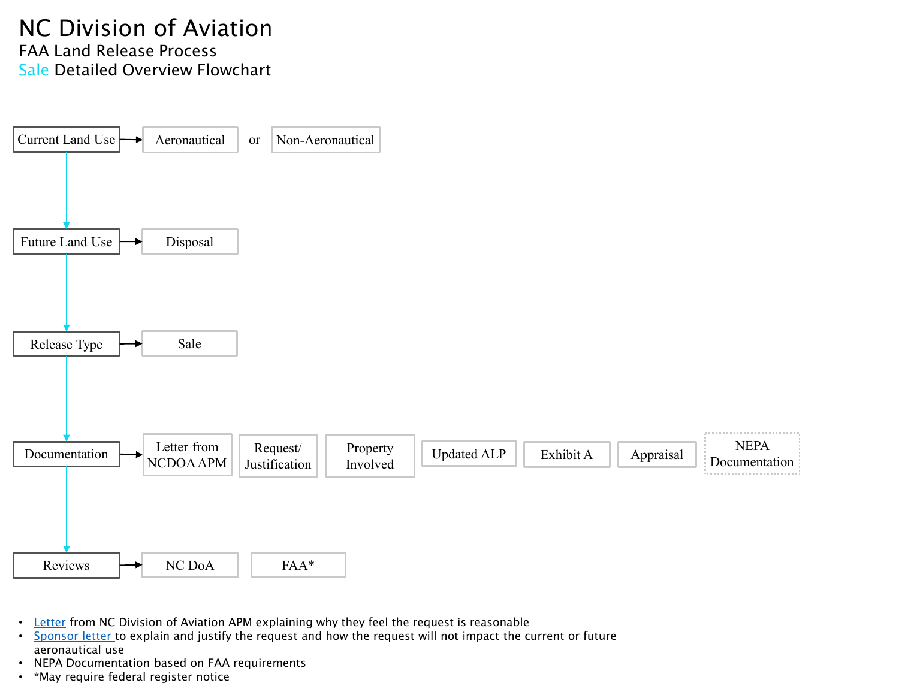# NC Division of Aviation

## FAA Land Release Process

## Sale Detailed Overview Flowchart

**Current Land Use** → Aeronautical or Non-Aeronautical

↓

**Future Land Use** → Disposal

↓

**Release Type** → Sale

↓

**Documentation** → Letter from NCDOA APM | Request/ Justification | Property Involved | Updated ALP | Exhibit A | Appraisal | NEPA Documentation

↓

**Reviews** → NC DoA | FAA*

- Letter from NC Division of Aviation APM explaining why they feel the request is reasonable
- Sponsor letter to explain and justify the request and how the request will not impact the current or future aeronautical use
- NEPA Documentation based on FAA requirements
- *May require federal register notice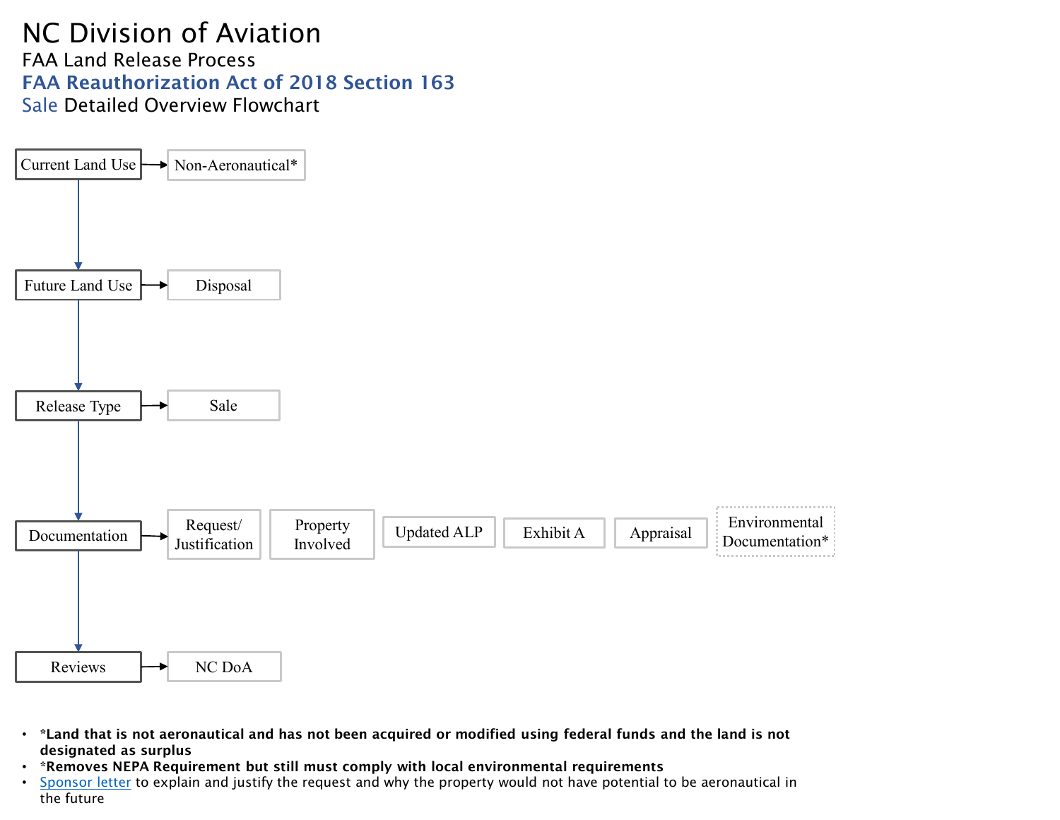# NC Division of Aviation

FAA Land Release Process

**FAA Reauthorization Act of 2018 Section 163**

Sale Detailed Overview Flowchart

- **Current Land Use** → Non-Aeronautical*
- **Future Land Use** → Disposal
- **Release Type** → Sale
- **Documentation** → Request/ Justification; Property Involved; Updated ALP; Exhibit A; Appraisal; Environmental Documentation*
- **Reviews** → NC DoA

- ***Land that is not aeronautical and has not been acquired or modified using federal funds and the land is not designated as surplus**
- ***Removes NEPA Requirement but still must comply with local environmental requirements**
- Sponsor letter to explain and justify the request and why the property would not have potential to be aeronautical in the future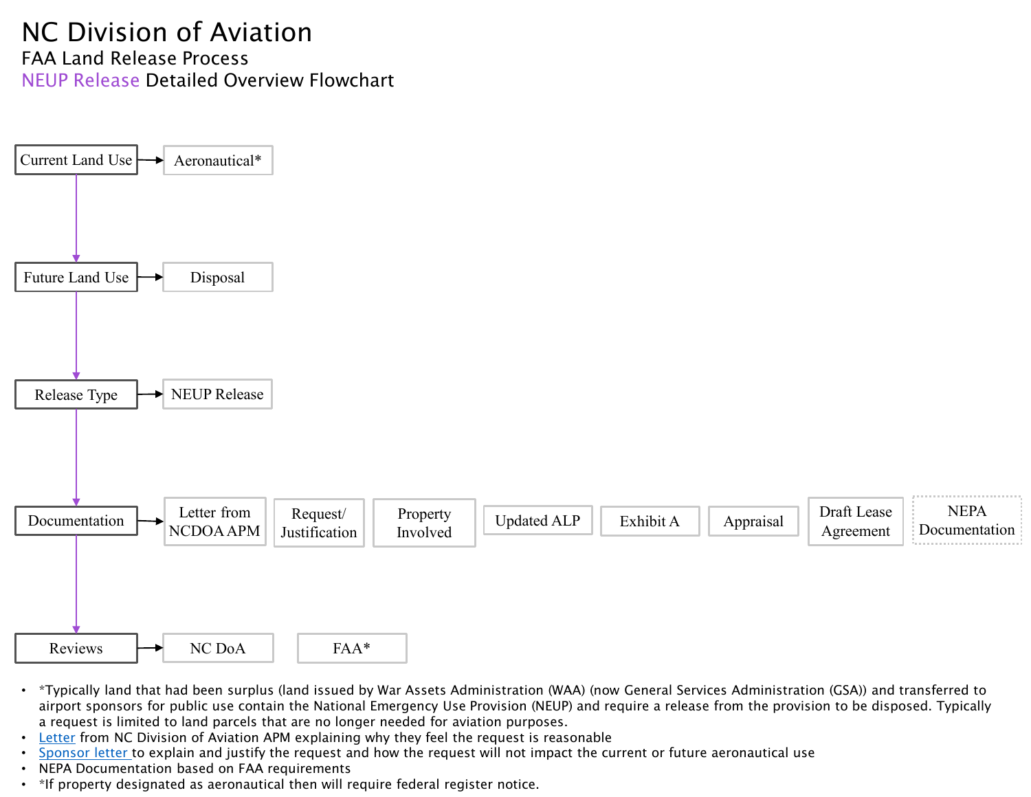# NC Division of Aviation

## FAA Land Release Process

### NEUP Release Detailed Overview Flowchart

- **Current Land Use** → Aeronautical*
- **Future Land Use** → Disposal
- **Release Type** → NEUP Release
- **Documentation** → Letter from NCDOA APM | Request/ Justification | Property Involved | Updated ALP | Exhibit A | Appraisal | Draft Lease Agreement | NEPA Documentation
- **Reviews** → NC DoA | FAA*

- *Typically land that had been surplus (land issued by War Assets Administration (WAA) (now General Services Administration (GSA)) and transferred to airport sponsors for public use contain the National Emergency Use Provision (NEUP) and require a release from the provision to be disposed. Typically a request is limited to land parcels that are no longer needed for aviation purposes.
- Letter from NC Division of Aviation APM explaining why they feel the request is reasonable
- Sponsor letter to explain and justify the request and how the request will not impact the current or future aeronautical use
- NEPA Documentation based on FAA requirements
- *If property designated as aeronautical then will require federal register notice.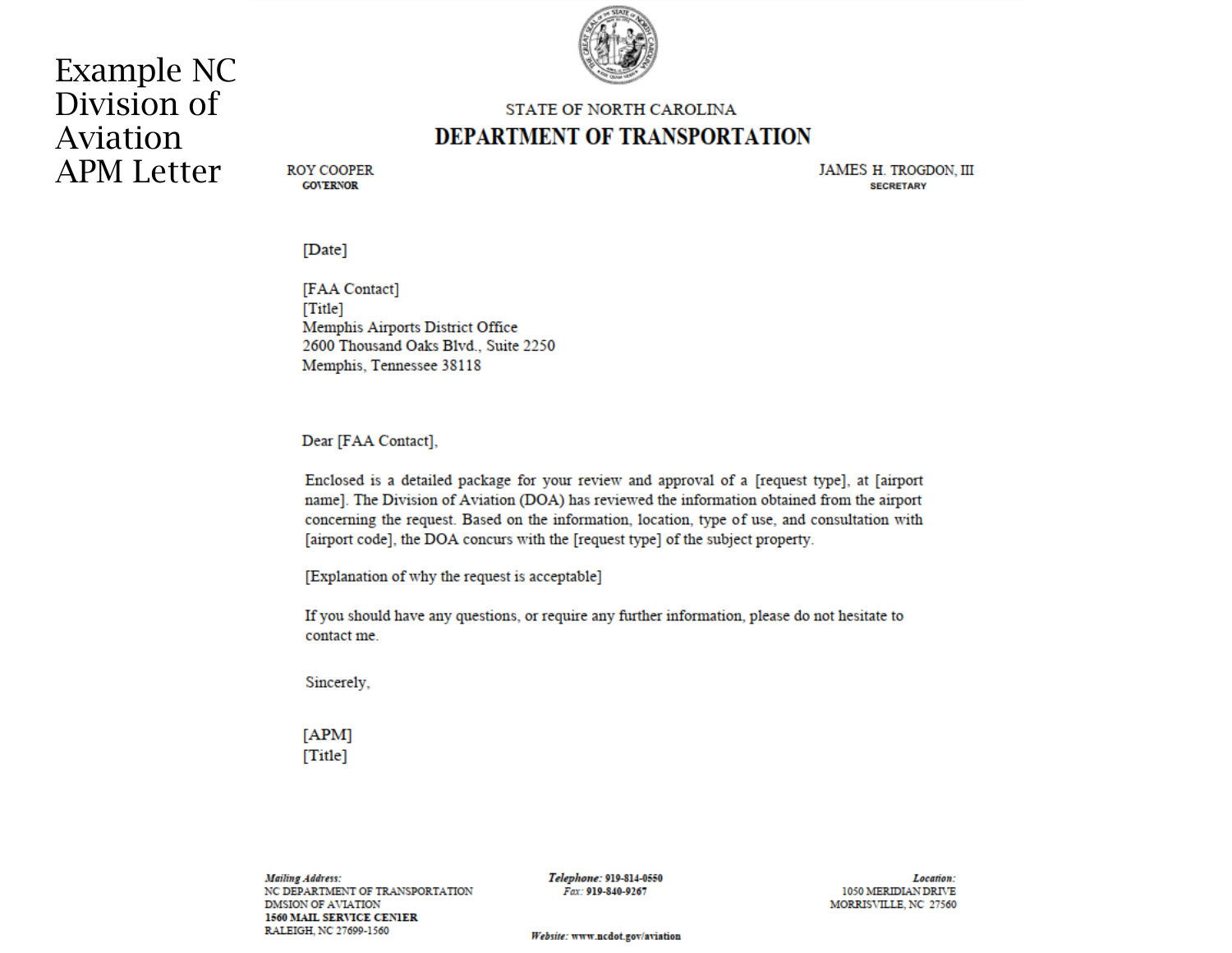# Example NC Division of Aviation APM Letter

STATE OF NORTH CAROLINA

**DEPARTMENT OF TRANSPORTATION**

ROY COOPER
**GOVERNOR**

JAMES H. TROGDON, III
**SECRETARY**

[Date]

[FAA Contact]
[Title]
Memphis Airports District Office
2600 Thousand Oaks Blvd., Suite 2250
Memphis, Tennessee 38118

Dear [FAA Contact],

Enclosed is a detailed package for your review and approval of a [request type], at [airport name]. The Division of Aviation (DOA) has reviewed the information obtained from the airport concerning the request. Based on the information, location, type of use, and consultation with [airport code], the DOA concurs with the [request type] of the subject property.

[Explanation of why the request is acceptable]

If you should have any questions, or require any further information, please do not hesitate to contact me.

Sincerely,

[APM]
[Title]

*Mailing Address:*
NC DEPARTMENT OF TRANSPORTATION
DIVISION OF AVIATION
**1560 MAIL SERVICE CENTER**
RALEIGH, NC 27699-1560

*Telephone:* **919-814-0550**
*Fax:* **919-840-9267**

*Website:* **www.ncdot.gov/aviation**

*Location:*
1050 MERIDIAN DRIVE
MORRISVILLE, NC 27560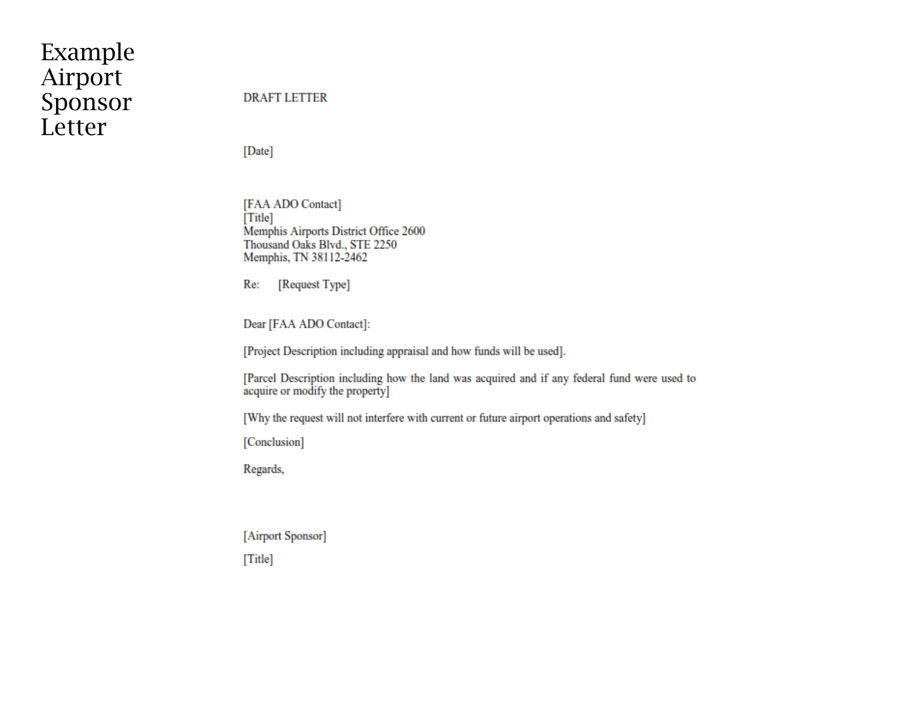# Example Airport Sponsor Letter

DRAFT LETTER

[Date]

[FAA ADO Contact]
[Title]
Memphis Airports District Office 2600
Thousand Oaks Blvd., STE 2250
Memphis, TN 38112-2462

Re: [Request Type]

Dear [FAA ADO Contact]:

[Project Description including appraisal and how funds will be used].

[Parcel Description including how the land was acquired and if any federal fund were used to acquire or modify the property]

[Why the request will not interfere with current or future airport operations and safety]

[Conclusion]

Regards,

[Airport Sponsor]

[Title]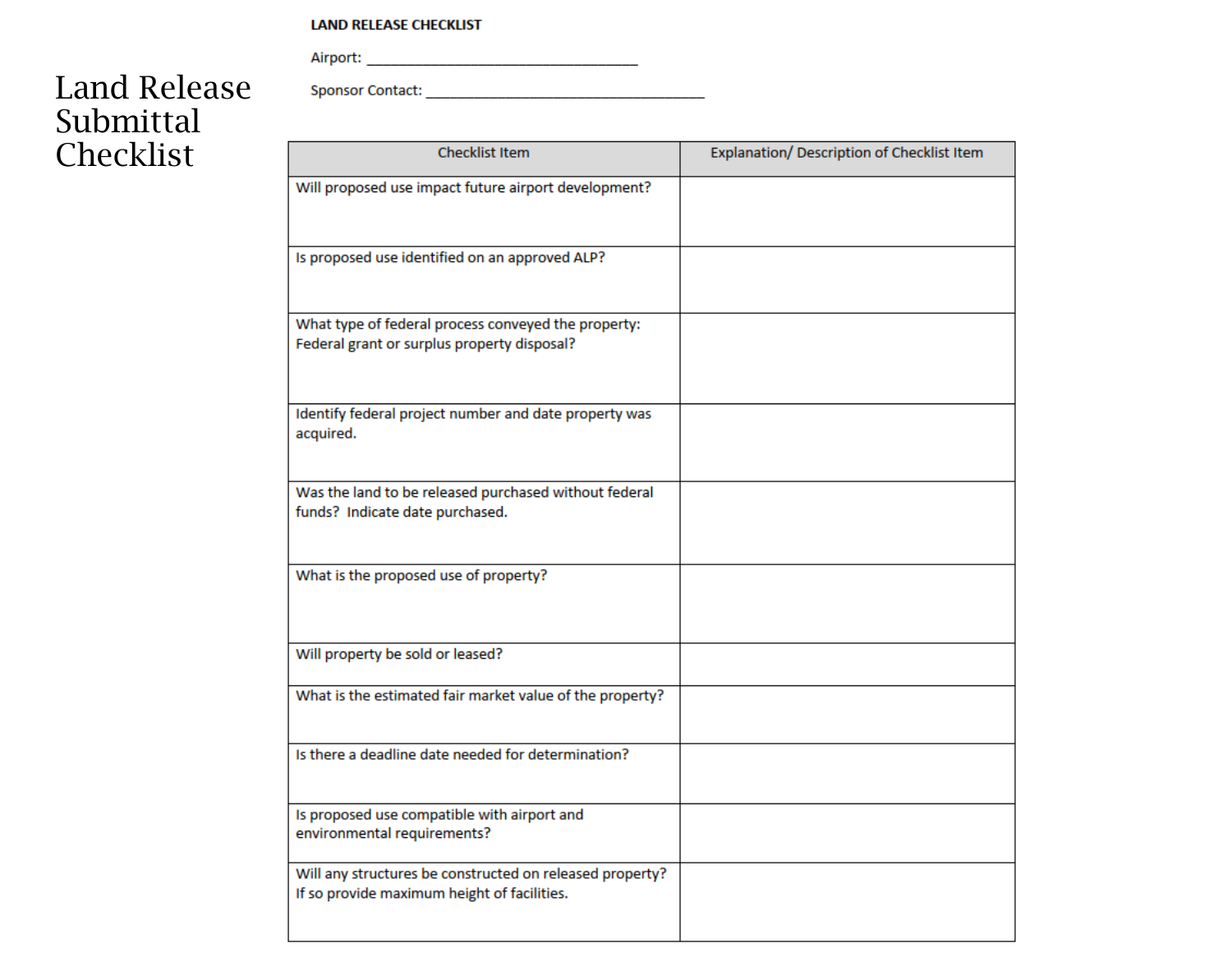# Land Release Submittal Checklist

**LAND RELEASE CHECKLIST**

Airport: ___________________________________

Sponsor Contact: ___________________________________

| Checklist Item | Explanation/ Description of Checklist Item |
|---|---|
| Will proposed use impact future airport development? | |
| Is proposed use identified on an approved ALP? | |
| What type of federal process conveyed the property: Federal grant or surplus property disposal? | |
| Identify federal project number and date property was acquired. | |
| Was the land to be released purchased without federal funds? Indicate date purchased. | |
| What is the proposed use of property? | |
| Will property be sold or leased? | |
| What is the estimated fair market value of the property? | |
| Is there a deadline date needed for determination? | |
| Is proposed use compatible with airport and environmental requirements? | |
| Will any structures be constructed on released property? If so provide maximum height of facilities. | |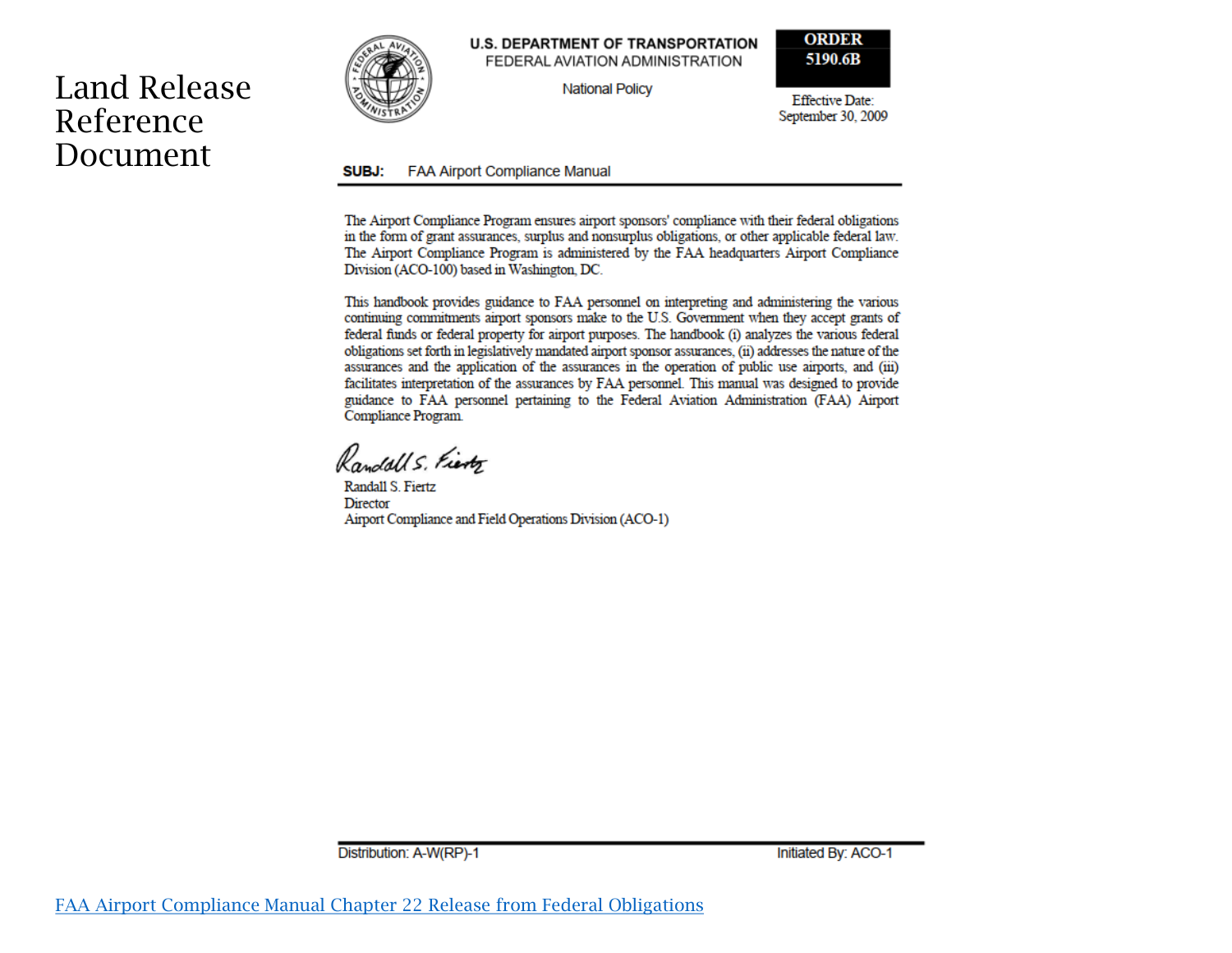# Land Release Reference Document

U.S. DEPARTMENT OF TRANSPORTATION
FEDERAL AVIATION ADMINISTRATION

National Policy

**ORDER**
**5190.6B**

Effective Date:
September 30, 2009

**SUBJ:** FAA Airport Compliance Manual

The Airport Compliance Program ensures airport sponsors' compliance with their federal obligations in the form of grant assurances, surplus and nonsurplus obligations, or other applicable federal law. The Airport Compliance Program is administered by the FAA headquarters Airport Compliance Division (ACO-100) based in Washington, DC.

This handbook provides guidance to FAA personnel on interpreting and administering the various continuing commitments airport sponsors make to the U.S. Government when they accept grants of federal funds or federal property for airport purposes. The handbook (i) analyzes the various federal obligations set forth in legislatively mandated airport sponsor assurances, (ii) addresses the nature of the assurances and the application of the assurances in the operation of public use airports, and (iii) facilitates interpretation of the assurances by FAA personnel. This manual was designed to provide guidance to FAA personnel pertaining to the Federal Aviation Administration (FAA) Airport Compliance Program.

Randall S. Fiertz
Director
Airport Compliance and Field Operations Division (ACO-1)

Distribution: A-W(RP)-1 Initiated By: ACO-1

[FAA Airport Compliance Manual Chapter 22 Release from Federal Obligations]